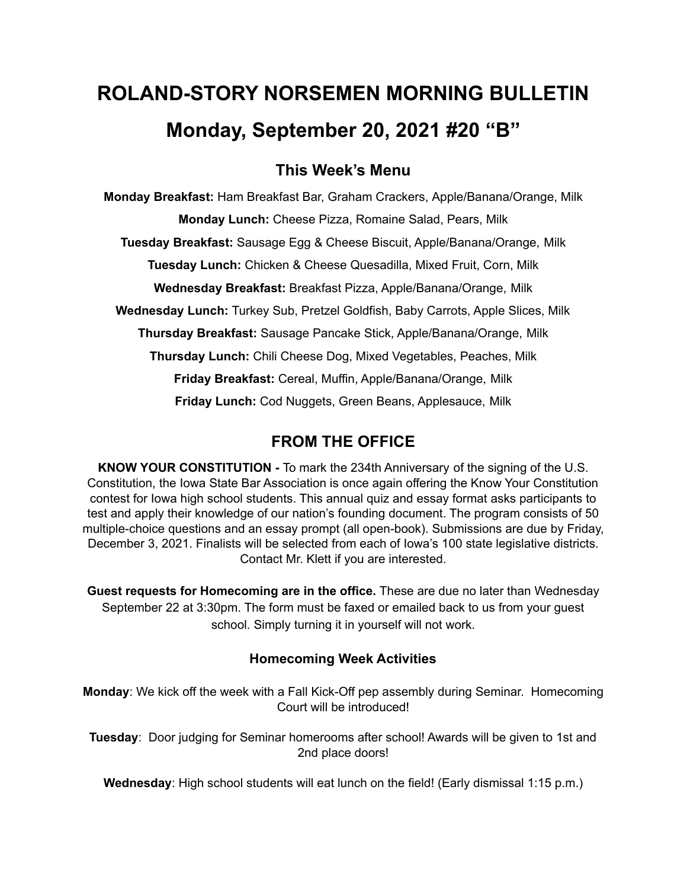# ROLAND-STORY NORSEMEN MORNING BULLETIN

# Monday, September 20, 2021 #20 "B"

## This Week's Menu

**Monday Breakfast:** Ham Breakfast Bar, Graham Crackers, Apple/Banana/Orange, Milk

**Monday Lunch:** Cheese Pizza, Romaine Salad, Pears, Milk

**Tuesday Breakfast:** Sausage Egg & Cheese Biscuit, Apple/Banana/Orange, Milk

**Tuesday Lunch:** Chicken & Cheese Quesadilla, Mixed Fruit, Corn, Milk

**Wednesday Breakfast:** Breakfast Pizza, Apple/Banana/Orange, Milk

**Wednesday Lunch:** Turkey Sub, Pretzel Goldfish, Baby Carrots, Apple Slices, Milk

**Thursday Breakfast:** Sausage Pancake Stick, Apple/Banana/Orange, Milk

**Thursday Lunch:** Chili Cheese Dog, Mixed Vegetables, Peaches, Milk

**Friday Breakfast:** Cereal, Muffin, Apple/Banana/Orange, Milk

**Friday Lunch:** Cod Nuggets, Green Beans, Applesauce, Milk

## FROM THE OFFICE

**KNOW YOUR CONSTITUTION -** To mark the 234th Anniversary of the signing of the U.S. Constitution, the Iowa State Bar Association is once again offering the Know Your Constitution contest for Iowa high school students. This annual quiz and essay format asks participants to test and apply their knowledge of our nation's founding document. The program consists of 50 multiple-choice questions and an essay prompt (all open-book). Submissions are due by Friday, December 3, 2021. Finalists will be selected from each of Iowa's 100 state legislative districts. Contact Mr. Klett if you are interested.

**Guest requests for Homecoming are in the office.** These are due no later than Wednesday September 22 at 3:30pm. The form must be faxed or emailed back to us from your guest school. Simply turning it in yourself will not work.

### Homecoming Week Activities

**Monday**: We kick off the week with a Fall Kick-Off pep assembly during Seminar. Homecoming Court will be introduced!

**Tuesday**: Door judging for Seminar homerooms after school! Awards will be given to 1st and 2nd place doors!

**Wednesday**: High school students will eat lunch on the field! (Early dismissal 1:15 p.m.)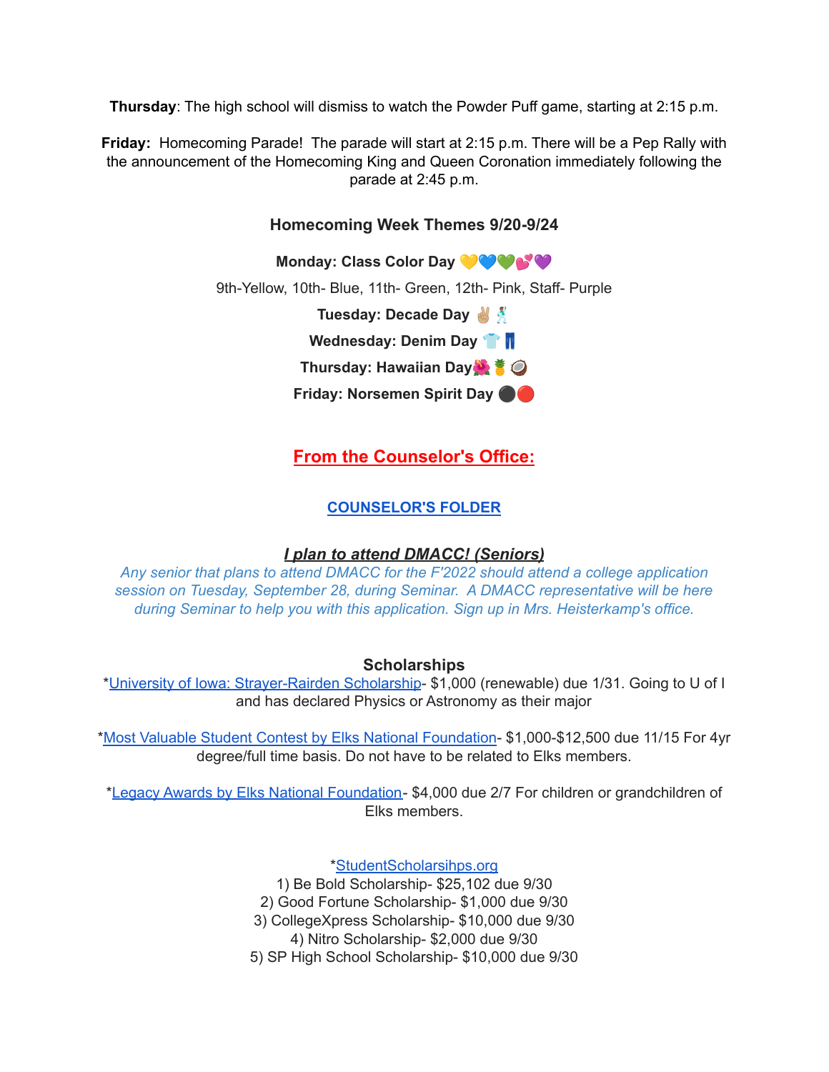**Thursday**: The high school will dismiss to watch the Powder Puff game, starting at 2:15 p.m.

**Friday:** Homecoming Parade! The parade will start at 2:15 p.m. There will be a Pep Rally with the announcement of the Homecoming King and Queen Coronation immediately following the parade at 2:45 p.m.

### Homecoming Week Themes 9/20-9/24

**Monday: Class Color Day** 💛💙💚💕💜

9th-Yellow, 10th- Blue, 11th- Green, 12th- Pink, Staff- Purple

**Tuesday: Decade Day** ✌🏼🕺

**Wednesday: Denim Day** 👕👖

**Thursday: Hawaiian Day**🌺🍍🥥

**Friday: Norsemen Spirit Day** ⚫🔴

## From the Counselor's Office:

### COUNSELOR'S FOLDER

### *I plan to attend DMACC! (Seniors)*

*Any senior that plans to attend DMACC for the F'2022 should attend a college application session on Tuesday, September 28, during Seminar. A DMACC representative will be here during Seminar to help you with this application. Sign up in Mrs. Heisterkamp's office.*

### Scholarships

*University of Iowa: Strayer-Rairden Scholarship- $1,000 (renewable) due 1/31. Going to U of I and has declared Physics or Astronomy as their major

*Most Valuable Student Contest by Elks National Foundation- $1,000-$12,500 due 11/15 For 4yr degree/full time basis. Do not have to be related to Elks members.

*Legacy Awards by Elks National Foundation- $4,000 due 2/7 For children or grandchildren of Elks members.

*StudentScholarsihps.org

1) Be Bold Scholarship- $25,102 due 9/30
2) Good Fortune Scholarship- $1,000 due 9/30
3) CollegeXpress Scholarship- $10,000 due 9/30
4) Nitro Scholarship- $2,000 due 9/30
5) SP High School Scholarship- $10,000 due 9/30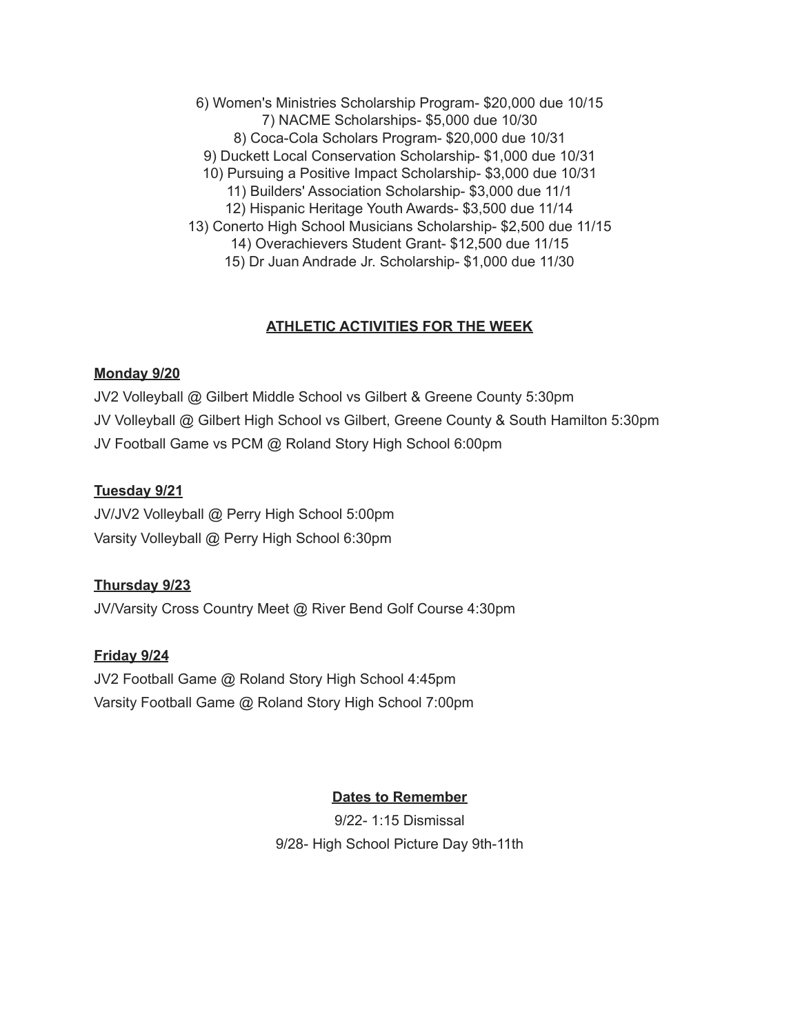6) Women's Ministries Scholarship Program- $20,000 due 10/15
7) NACME Scholarships- $5,000 due 10/30
8) Coca-Cola Scholars Program- $20,000 due 10/31
9) Duckett Local Conservation Scholarship- $1,000 due 10/31
10) Pursuing a Positive Impact Scholarship- $3,000 due 10/31
11) Builders' Association Scholarship- $3,000 due 11/1
12) Hispanic Heritage Youth Awards- $3,500 due 11/14
13) Conerto High School Musicians Scholarship- $2,500 due 11/15
14) Overachievers Student Grant- $12,500 due 11/15
15) Dr Juan Andrade Jr. Scholarship- $1,000 due 11/30

## ATHLETIC ACTIVITIES FOR THE WEEK

**Monday 9/20**

JV2 Volleyball @ Gilbert Middle School vs Gilbert & Greene County 5:30pm
JV Volleyball @ Gilbert High School vs Gilbert, Greene County & South Hamilton 5:30pm
JV Football Game vs PCM @ Roland Story High School 6:00pm

**Tuesday 9/21**

JV/JV2 Volleyball @ Perry High School 5:00pm
Varsity Volleyball @ Perry High School 6:30pm

**Thursday 9/23**

JV/Varsity Cross Country Meet @ River Bend Golf Course 4:30pm

**Friday 9/24**

JV2 Football Game @ Roland Story High School 4:45pm
Varsity Football Game @ Roland Story High School 7:00pm

## Dates to Remember

9/22- 1:15 Dismissal
9/28- High School Picture Day 9th-11th